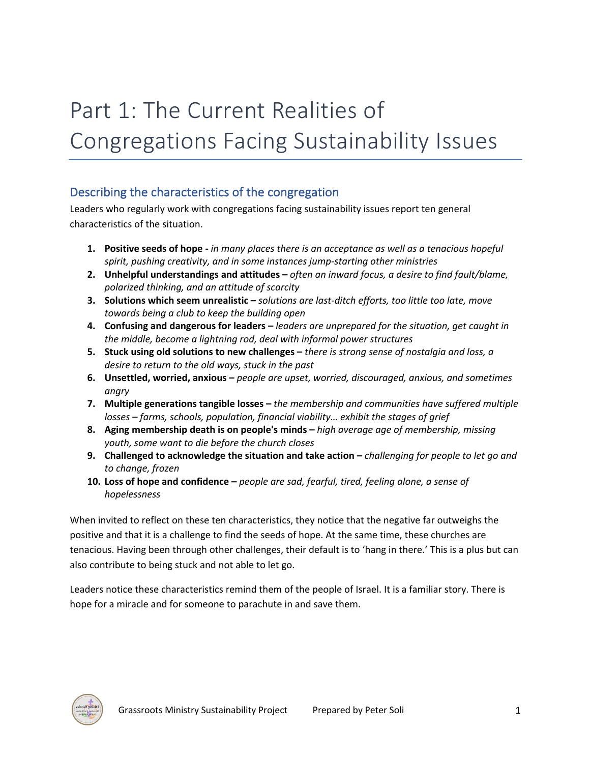# Part 1: The Current Realities of Congregations Facing Sustainability Issues

## Describing the characteristics of the congregation

Leaders who regularly work with congregations facing sustainability issues report ten general characteristics of the situation.

1. **Positive seeds of hope -** *in many places there is an acceptance as well as a tenacious hopeful spirit, pushing creativity, and in some instances jump-starting other ministries*
2. **Unhelpful understandings and attitudes –** *often an inward focus, a desire to find fault/blame, polarized thinking, and an attitude of scarcity*
3. **Solutions which seem unrealistic –** *solutions are last-ditch efforts, too little too late, move towards being a club to keep the building open*
4. **Confusing and dangerous for leaders –** *leaders are unprepared for the situation, get caught in the middle, become a lightning rod, deal with informal power structures*
5. **Stuck using old solutions to new challenges –** *there is strong sense of nostalgia and loss, a desire to return to the old ways, stuck in the past*
6. **Unsettled, worried, anxious –** *people are upset, worried, discouraged, anxious, and sometimes angry*
7. **Multiple generations tangible losses –** *the membership and communities have suffered multiple losses – farms, schools, population, financial viability… exhibit the stages of grief*
8. **Aging membership death is on people's minds –** *high average age of membership, missing youth, some want to die before the church closes*
9. **Challenged to acknowledge the situation and take action –** *challenging for people to let go and to change, frozen*
10. **Loss of hope and confidence –** *people are sad, fearful, tired, feeling alone, a sense of hopelessness*

When invited to reflect on these ten characteristics, they notice that the negative far outweighs the positive and that it is a challenge to find the seeds of hope. At the same time, these churches are tenacious. Having been through other challenges, their default is to 'hang in there.' This is a plus but can also contribute to being stuck and not able to let go.

Leaders notice these characteristics remind them of the people of Israel. It is a familiar story. There is hope for a miracle and for someone to parachute in and save them.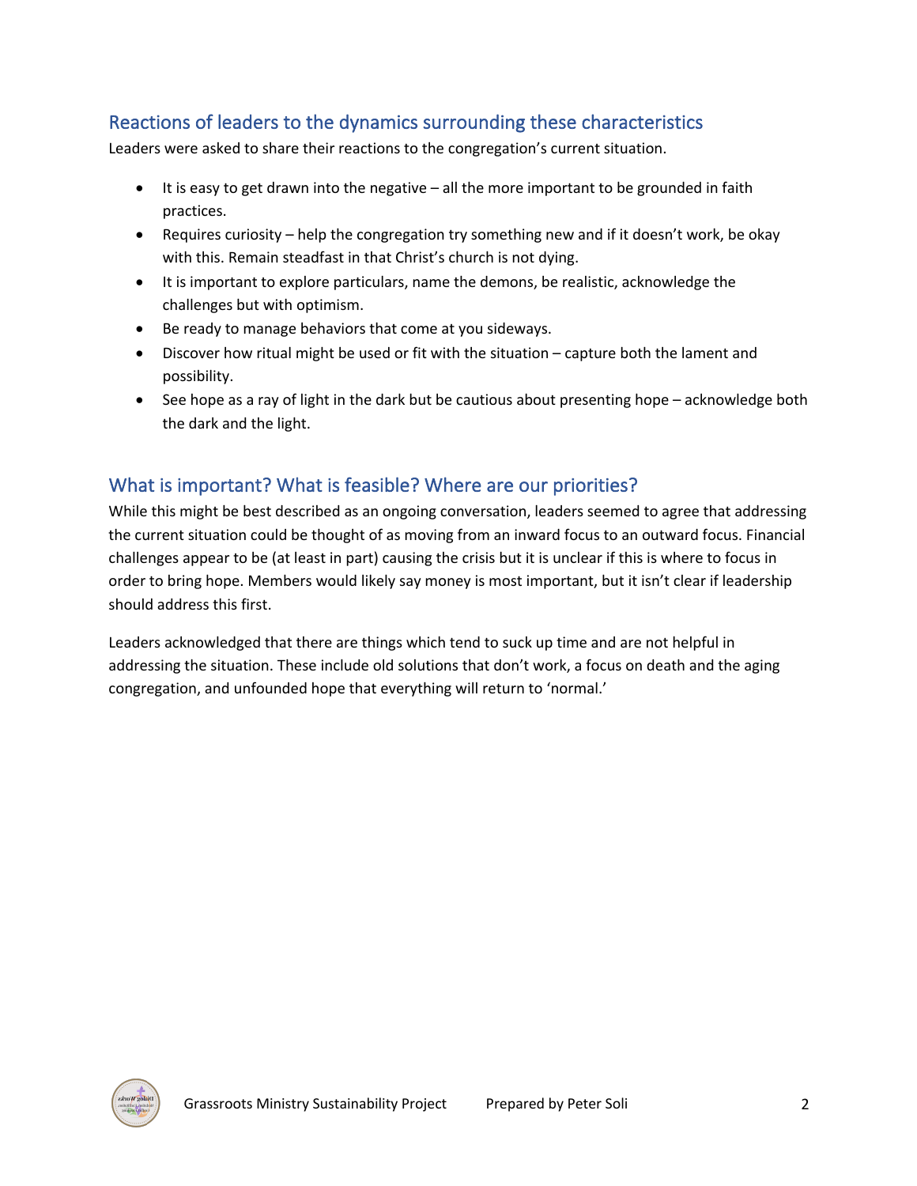## Reactions of leaders to the dynamics surrounding these characteristics

Leaders were asked to share their reactions to the congregation's current situation.

- It is easy to get drawn into the negative – all the more important to be grounded in faith practices.
- Requires curiosity – help the congregation try something new and if it doesn't work, be okay with this. Remain steadfast in that Christ's church is not dying.
- It is important to explore particulars, name the demons, be realistic, acknowledge the challenges but with optimism.
- Be ready to manage behaviors that come at you sideways.
- Discover how ritual might be used or fit with the situation – capture both the lament and possibility.
- See hope as a ray of light in the dark but be cautious about presenting hope – acknowledge both the dark and the light.

## What is important? What is feasible? Where are our priorities?

While this might be best described as an ongoing conversation, leaders seemed to agree that addressing the current situation could be thought of as moving from an inward focus to an outward focus. Financial challenges appear to be (at least in part) causing the crisis but it is unclear if this is where to focus in order to bring hope. Members would likely say money is most important, but it isn't clear if leadership should address this first.

Leaders acknowledged that there are things which tend to suck up time and are not helpful in addressing the situation. These include old solutions that don't work, a focus on death and the aging congregation, and unfounded hope that everything will return to 'normal.'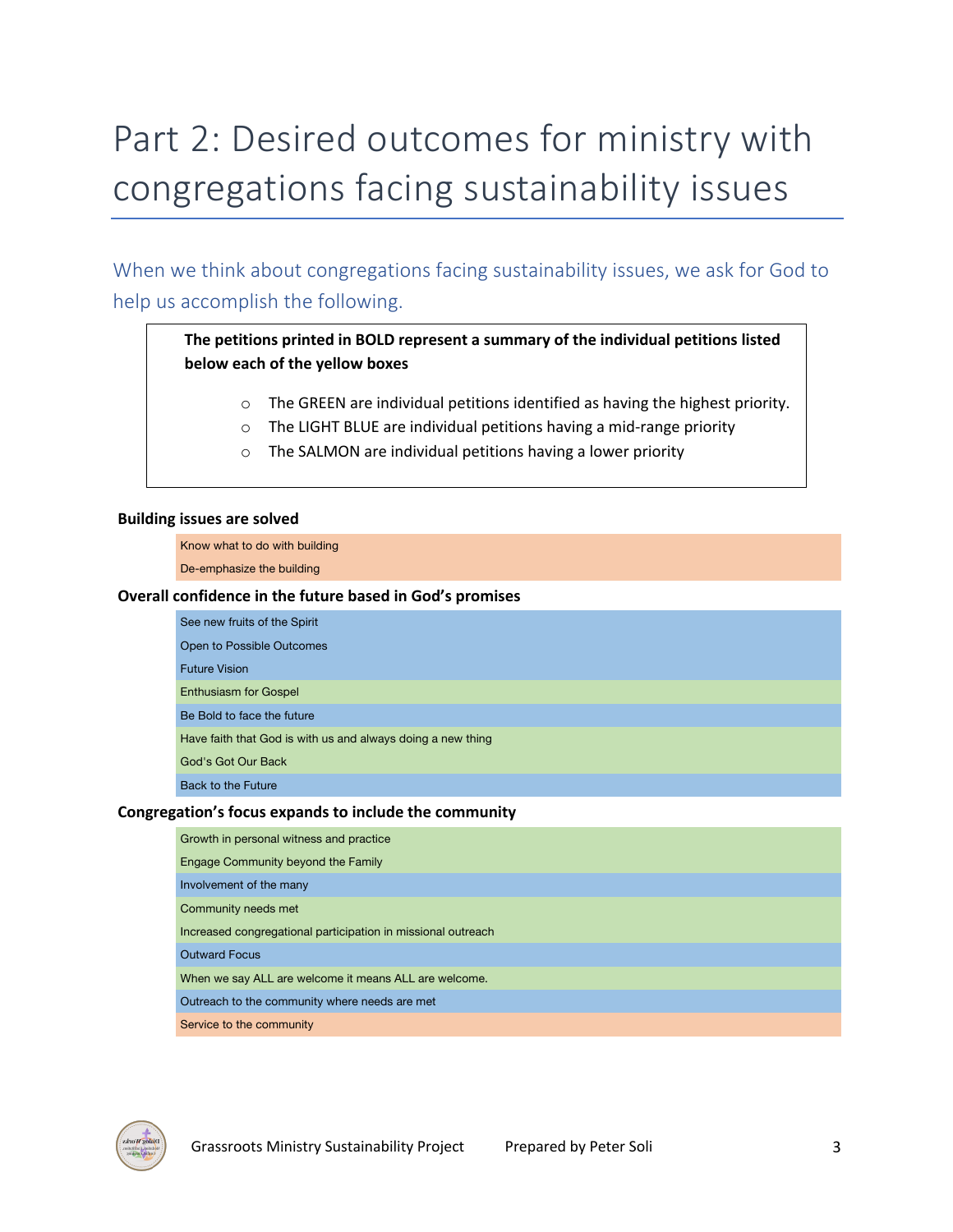# Part 2: Desired outcomes for ministry with congregations facing sustainability issues

## When we think about congregations facing sustainability issues, we ask for God to help us accomplish the following.

**The petitions printed in BOLD represent a summary of the individual petitions listed below each of the yellow boxes**

- The GREEN are individual petitions identified as having the highest priority.
- The LIGHT BLUE are individual petitions having a mid-range priority
- The SALMON are individual petitions having a lower priority

**Building issues are solved**

- Know what to do with building
- De-emphasize the building

**Overall confidence in the future based in God's promises**

- See new fruits of the Spirit
- Open to Possible Outcomes
- Future Vision
- Enthusiasm for Gospel
- Be Bold to face the future
- Have faith that God is with us and always doing a new thing
- God's Got Our Back
- Back to the Future

**Congregation's focus expands to include the community**

- Growth in personal witness and practice
- Engage Community beyond the Family
- Involvement of the many
- Community needs met
- Increased congregational participation in missional outreach
- Outward Focus
- When we say ALL are welcome it means ALL are welcome.
- Outreach to the community where needs are met
- Service to the community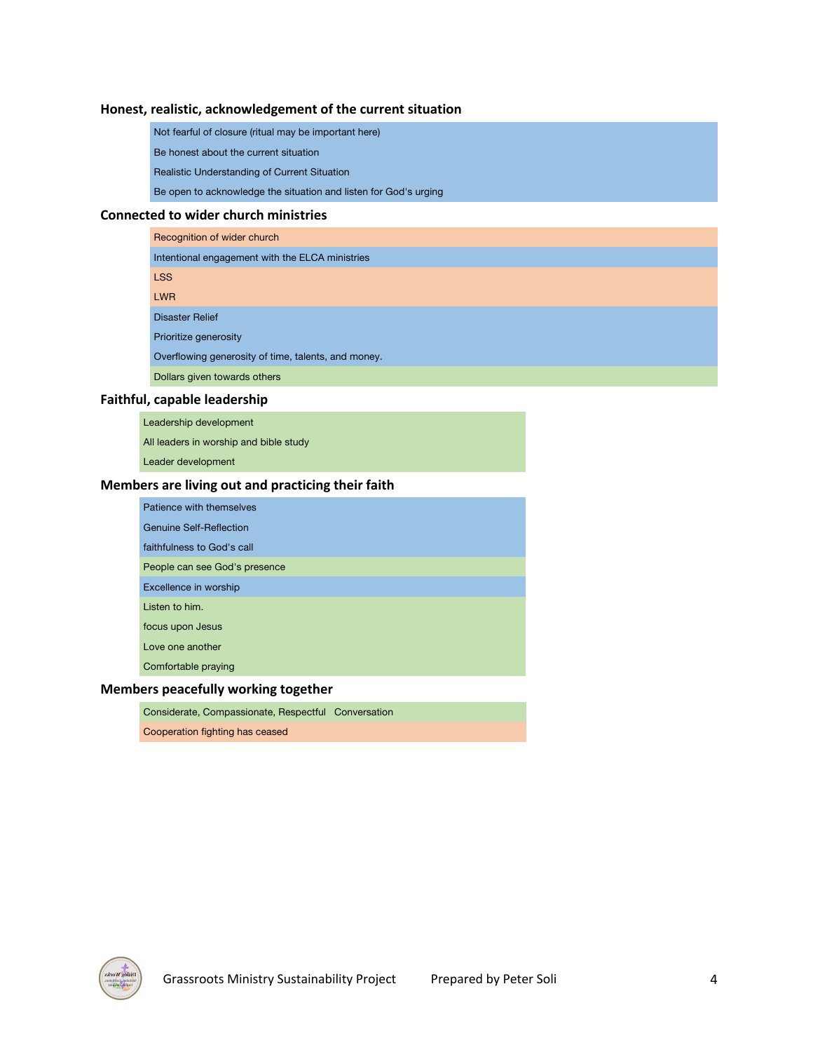**Honest, realistic, acknowledgement of the current situation**

| |
|---|
| Not fearful of closure (ritual may be important here) |
| Be honest about the current situation |
| Realistic Understanding of Current Situation |
| Be open to acknowledge the situation and listen for God's urging |

**Connected to wider church ministries**

| |
|---|
| Recognition of wider church |
| Intentional engagement with the ELCA ministries |
| LSS |
| LWR |
| Disaster Relief |
| Prioritize generosity |
| Overflowing generosity of time, talents, and money. |
| Dollars given towards others |

**Faithful, capable leadership**

| |
|---|
| Leadership development |
| All leaders in worship and bible study |
| Leader development |

**Members are living out and practicing their faith**

| |
|---|
| Patience with themselves |
| Genuine Self-Reflection |
| faithfulness to God's call |
| People can see God's presence |
| Excellence in worship |
| Listen to him. |
| focus upon Jesus |
| Love one another |
| Comfortable praying |

**Members peacefully working together**

| |
|---|
| Considerate, Compassionate, Respectful Conversation |
| Cooperation fighting has ceased |